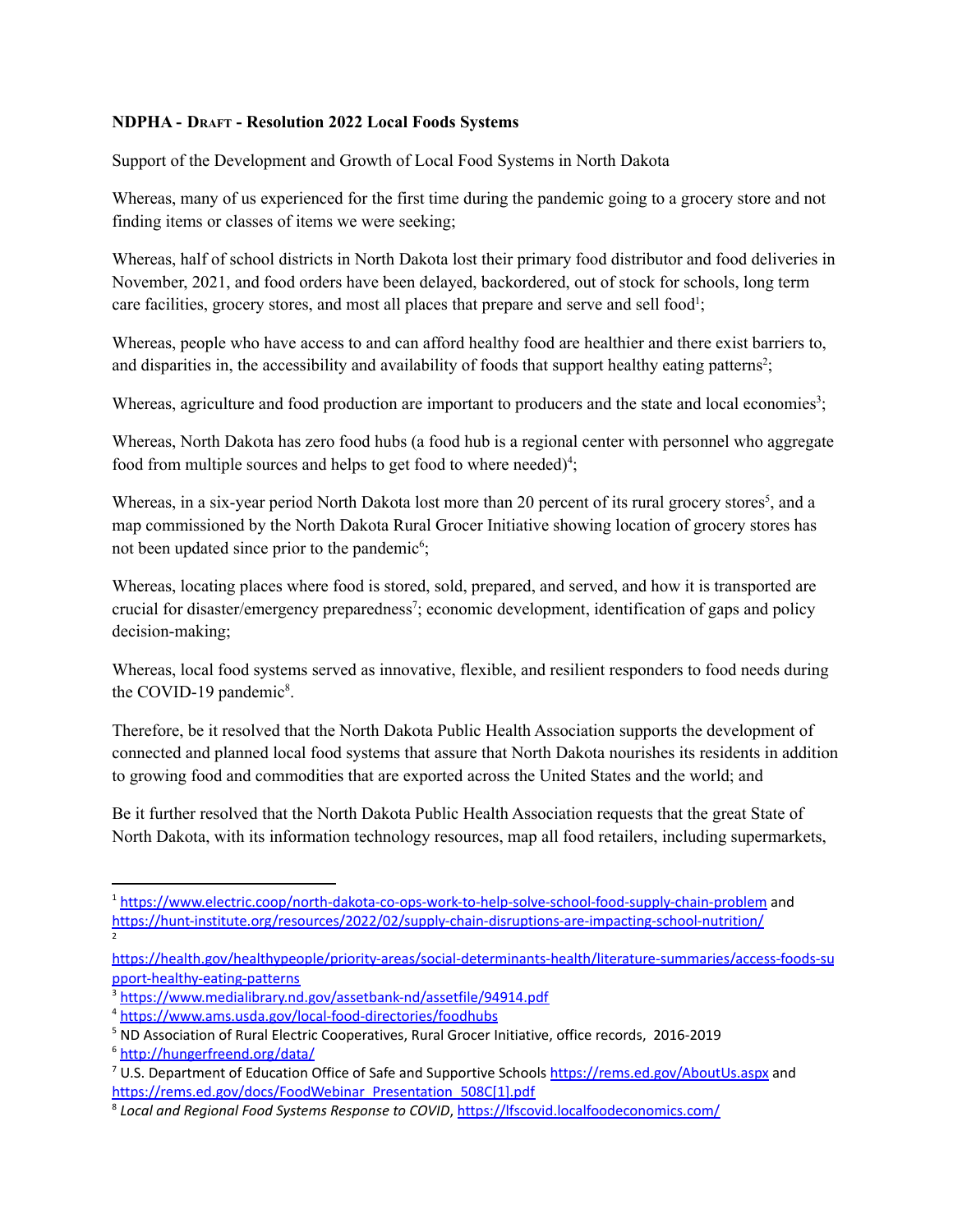**NDPHA - DRAFT - Resolution 2022 Local Foods Systems**

Support of the Development and Growth of Local Food Systems in North Dakota

Whereas, many of us experienced for the first time during the pandemic going to a grocery store and not finding items or classes of items we were seeking;

Whereas, half of school districts in North Dakota lost their primary food distributor and food deliveries in November, 2021, and food orders have been delayed, backordered, out of stock for schools, long term care facilities, grocery stores, and most all places that prepare and serve and sell food[1];

Whereas, people who have access to and can afford healthy food are healthier and there exist barriers to, and disparities in, the accessibility and availability of foods that support healthy eating patterns[2];

Whereas, agriculture and food production are important to producers and the state and local economies[3];

Whereas, North Dakota has zero food hubs (a food hub is a regional center with personnel who aggregate food from multiple sources and helps to get food to where needed)[4];

Whereas, in a six-year period North Dakota lost more than 20 percent of its rural grocery stores[5], and a map commissioned by the North Dakota Rural Grocer Initiative showing location of grocery stores has not been updated since prior to the pandemic[6];

Whereas, locating places where food is stored, sold, prepared, and served, and how it is transported are crucial for disaster/emergency preparedness[7]; economic development, identification of gaps and policy decision-making;

Whereas, local food systems served as innovative, flexible, and resilient responders to food needs during the COVID-19 pandemic[8].

Therefore, be it resolved that the North Dakota Public Health Association supports the development of connected and planned local food systems that assure that North Dakota nourishes its residents in addition to growing food and commodities that are exported across the United States and the world; and

Be it further resolved that the North Dakota Public Health Association requests that the great State of North Dakota, with its information technology resources, map all food retailers, including supermarkets,

---

[1] https://www.electric.coop/north-dakota-co-ops-work-to-help-solve-school-food-supply-chain-problem and https://hunt-institute.org/resources/2022/02/supply-chain-disruptions-are-impacting-school-nutrition/

[2] https://health.gov/healthypeople/priority-areas/social-determinants-health/literature-summaries/access-foods-support-healthy-eating-patterns

[3] https://www.medialibrary.nd.gov/assetbank-nd/assetfile/94914.pdf

[4] https://www.ams.usda.gov/local-food-directories/foodhubs

[5] ND Association of Rural Electric Cooperatives, Rural Grocer Initiative, office records, 2016-2019

[6] http://hungerfreend.org/data/

[7] U.S. Department of Education Office of Safe and Supportive Schools https://rems.ed.gov/AboutUs.aspx and https://rems.ed.gov/docs/FoodWebinar_Presentation_508C[1].pdf

[8] *Local and Regional Food Systems Response to COVID*, https://lfscovid.localfoodeconomics.com/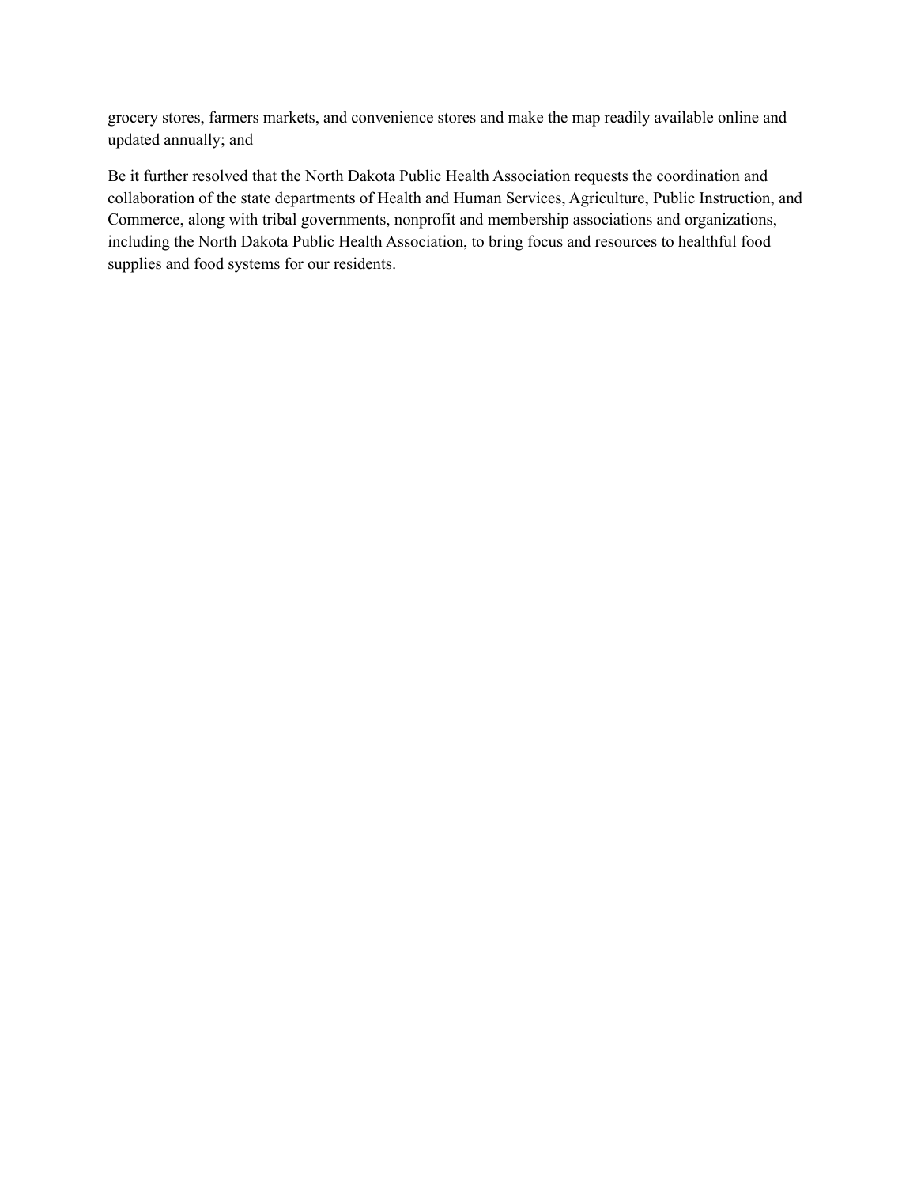grocery stores, farmers markets, and convenience stores and make the map readily available online and updated annually; and

Be it further resolved that the North Dakota Public Health Association requests the coordination and collaboration of the state departments of Health and Human Services, Agriculture, Public Instruction, and Commerce, along with tribal governments, nonprofit and membership associations and organizations, including the North Dakota Public Health Association, to bring focus and resources to healthful food supplies and food systems for our residents.